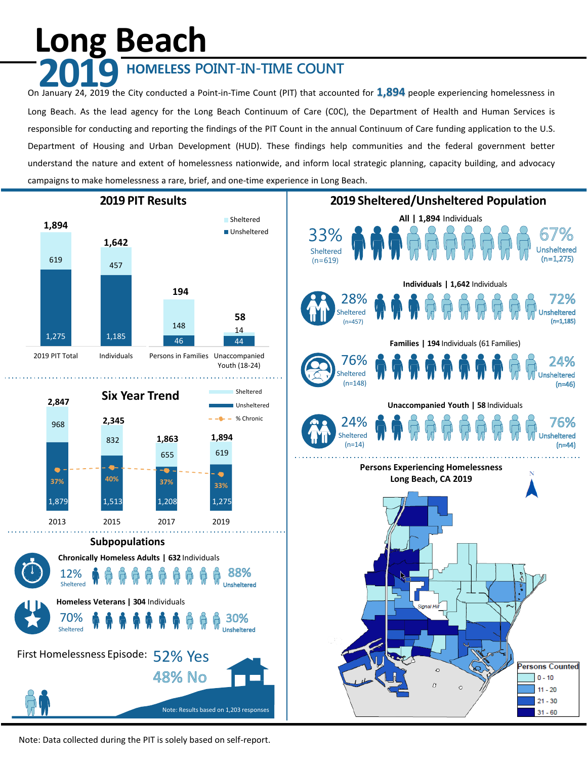# Long Beach

# 2019 HOMELESS POINT-IN-TIME COUNT

On January 24, 2019 the City conducted a Point-in-Time Count (PIT) that accounted for **1,894** people experiencing homelessness in Long Beach. As the lead agency for the Long Beach Continuum of Care (COC), the Department of Health and Human Services is responsible for conducting and reporting the findings of the PIT Count in the annual Continuum of Care funding application to the U.S. Department of Housing and Urban Development (HUD). These findings help communities and the federal government better understand the nature and extent of homelessness nationwide, and inform local strategic planning, capacity building, and advocacy campaigns to make homelessness a rare, brief, and one-time experience in Long Beach.

## 2019 PIT Results

| | 2019 PIT Total | Individuals | Persons in Families | Unaccompanied Youth (18-24) |
|---|---|---|---|---|
| Total | 1,894 | 1,642 | 194 | 58 |
| Sheltered | 619 | 457 | 148 | 14 |
| Unsheltered | 1,275 | 1,185 | 46 | 44 |

## Six Year Trend

| | 2013 | 2015 | 2017 | 2019 |
|---|---|---|---|---|
| Total | 2,847 | 2,345 | 1,863 | 1,894 |
| Sheltered | 968 | 832 | 655 | 619 |
| Unsheltered | 1,879 | 1,513 | 1,208 | 1,275 |
| % Chronic | 37% | 40% | 37% | 33% |

## Subpopulations

**Chronically Homeless Adults | 632** Individuals

12% Sheltered — 88% Unsheltered

**Homeless Veterans | 304** Individuals

70% Sheltered — 30% Unsheltered

First Homelessness Episode: 52% Yes, 48% No

Note: Results based on 1,203 responses

## 2019 Sheltered/Unsheltered Population

**All | 1,894** Individuals

33% Sheltered (n=619) — 67% Unsheltered (n=1,275)

**Individuals | 1,642** Individuals

28% Sheltered (n=457) — 72% Unsheltered (n=1,185)

**Families | 194** Individuals (61 Families)

76% Sheltered (n=148) — 24% Unsheltered (n=46)

**Unaccompanied Youth | 58** Individuals

24% Sheltered (n=14) — 76% Unsheltered (n=44)

**Persons Experiencing Homelessness Long Beach, CA 2019**

Persons Counted:
- 0 - 10
- 11 - 20
- 21 - 30
- 31 - 60

Note: Data collected during the PIT is solely based on self-report.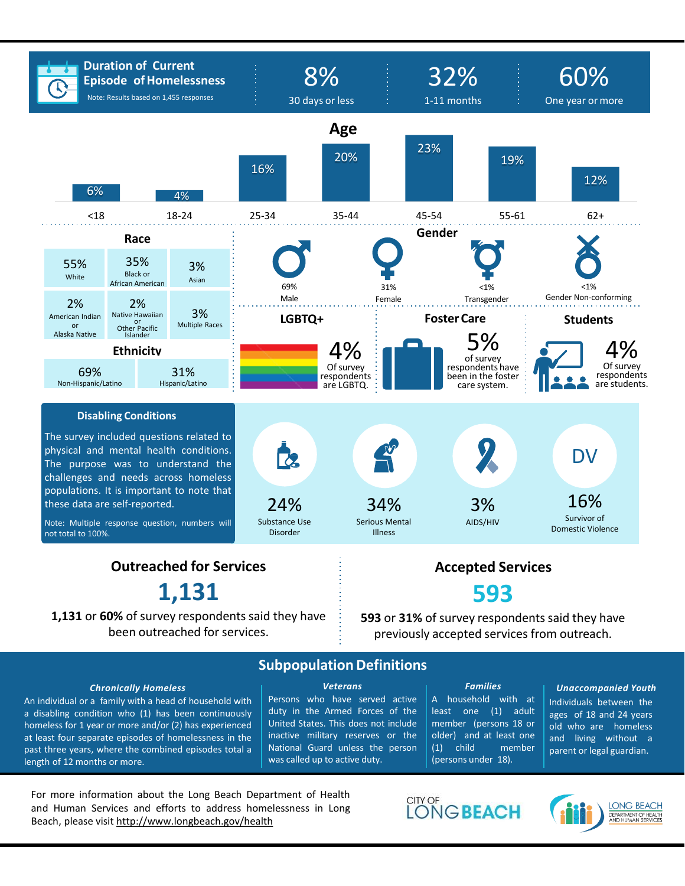## Duration of Current Episode of Homelessness

Note: Results based on 1,455 responses

**8%** 30 days or less

**32%** 1-11 months

**60%** One year or more

## Age

6%
<18

4%
18-24

16%
25-34

20%
35-44

23%
45-54

19%
55-61

12%
62+

## Race

| | | |
|---|---|---|
| 55% White | 35% Black or African American | 3% Asian |
| 2% American Indian or Alaska Native | 2% Native Hawaiian or Other Pacific Islander | 3% Multiple Races |

## Ethnicity

| | |
|---|---|
| 69% Non-Hispanic/Latino | 31% Hispanic/Latino |

## Gender

69% Male

31% Female

<1% Transgender

<1% Gender Non-conforming

## LGBTQ+

**4%** Of survey respondents are LGBTQ.

## Foster Care

**5%** of survey respondents have been in the foster care system.

## Students

**4%** Of survey respondents are students.

## Disabling Conditions

The survey included questions related to physical and mental health conditions. The purpose was to understand the challenges and needs across homeless populations. It is important to note that these data are self-reported.

Note: Multiple response question, numbers will not total to 100%.

**24%** Substance Use Disorder

**34%** Serious Mental Illness

**3%** AIDS/HIV

DV

**16%** Survivor of Domestic Violence

## Outreached for Services

**1,131**

**1,131** or **60%** of survey respondents said they have been outreached for services.

## Accepted Services

**593**

**593** or **31%** of survey respondents said they have previously accepted services from outreach.

## Subpopulation Definitions

***Chronically Homeless***

An individual or a family with a head of household with a disabling condition who (1) has been continuously homeless for 1 year or more and/or (2) has experienced at least four separate episodes of homelessness in the past three years, where the combined episodes total a length of 12 months or more.

***Veterans***

Persons who have served active duty in the Armed Forces of the United States. This does not include inactive military reserves or the National Guard unless the person was called up to active duty.

***Families***

A household with at least one (1) adult member (persons 18 or older) and at least one (1) child member (persons under 18).

***Unaccompanied Youth***

Individuals between the ages of 18 and 24 years old who are homeless and living without a parent or legal guardian.

For more information about the Long Beach Department of Health and Human Services and efforts to address homelessness in Long Beach, please visit http://www.longbeach.gov/health

CITY OF LONG BEACH

LONG BEACH DEPARTMENT OF HEALTH AND HUMAN SERVICES